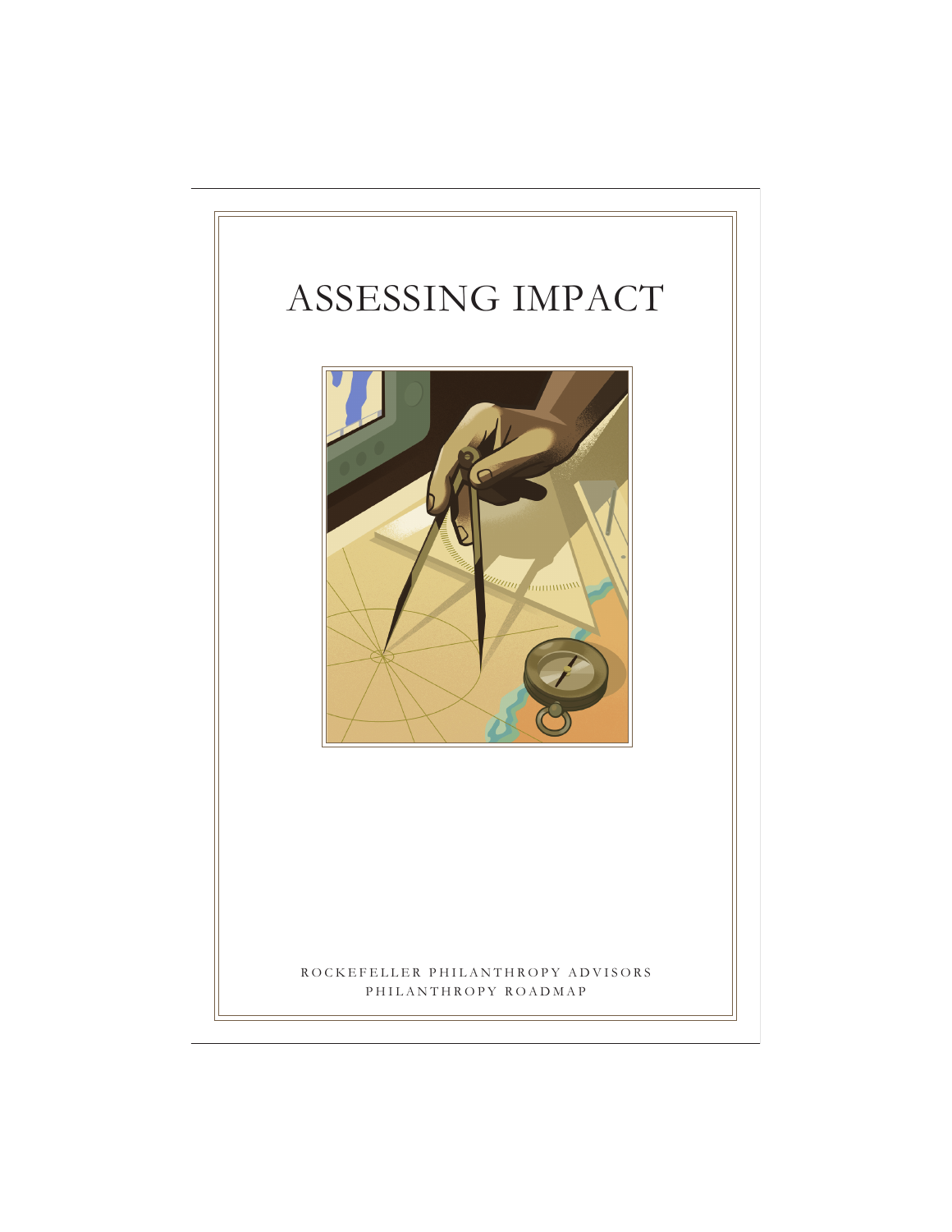# ASSESSING IMPACT

ROCKEFELLER PHILANTHROPY ADVISORS

PHILANTHROPY ROADMAP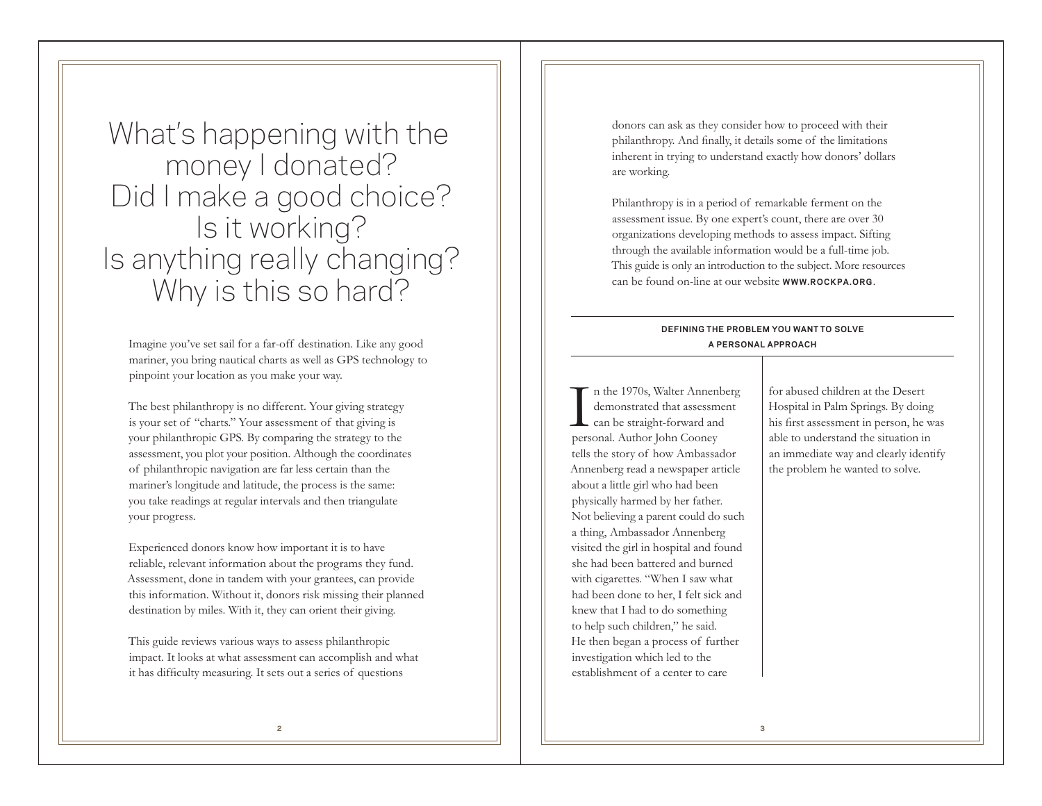# What's happening with the money I donated? Did I make a good choice? Is it working? Is anything really changing? Why is this so hard?

Imagine you've set sail for a far-off destination. Like any good mariner, you bring nautical charts as well as GPS technology to pinpoint your location as you make your way.

The best philanthropy is no different. Your giving strategy is your set of "charts." Your assessment of that giving is your philanthropic GPS. By comparing the strategy to the assessment, you plot your position. Although the coordinates of philanthropic navigation are far less certain than the mariner's longitude and latitude, the process is the same: you take readings at regular intervals and then triangulate your progress.

Experienced donors know how important it is to have reliable, relevant information about the programs they fund. Assessment, done in tandem with your grantees, can provide this information. Without it, donors risk missing their planned destination by miles. With it, they can orient their giving.

This guide reviews various ways to assess philanthropic impact. It looks at what assessment can accomplish and what it has difficulty measuring. It sets out a series of questions donors can ask as they consider how to proceed with their philanthropy. And finally, it details some of the limitations inherent in trying to understand exactly how donors' dollars are working.

Philanthropy is in a period of remarkable ferment on the assessment issue. By one expert's count, there are over 30 organizations developing methods to assess impact. Sifting through the available information would be a full-time job. This guide is only an introduction to the subject. More resources can be found on-line at our website **WWW.ROCKPA.ORG**.

## DEFINING THE PROBLEM YOU WANT TO SOLVE
### A PERSONAL APPROACH

In the 1970s, Walter Annenberg demonstrated that assessment can be straight-forward and personal. Author John Cooney tells the story of how Ambassador Annenberg read a newspaper article about a little girl who had been physically harmed by her father. Not believing a parent could do such a thing, Ambassador Annenberg visited the girl in hospital and found she had been battered and burned with cigarettes. "When I saw what had been done to her, I felt sick and knew that I had to do something to help such children," he said. He then began a process of further investigation which led to the establishment of a center to care for abused children at the Desert Hospital in Palm Springs. By doing his first assessment in person, he was able to understand the situation in an immediate way and clearly identify the problem he wanted to solve.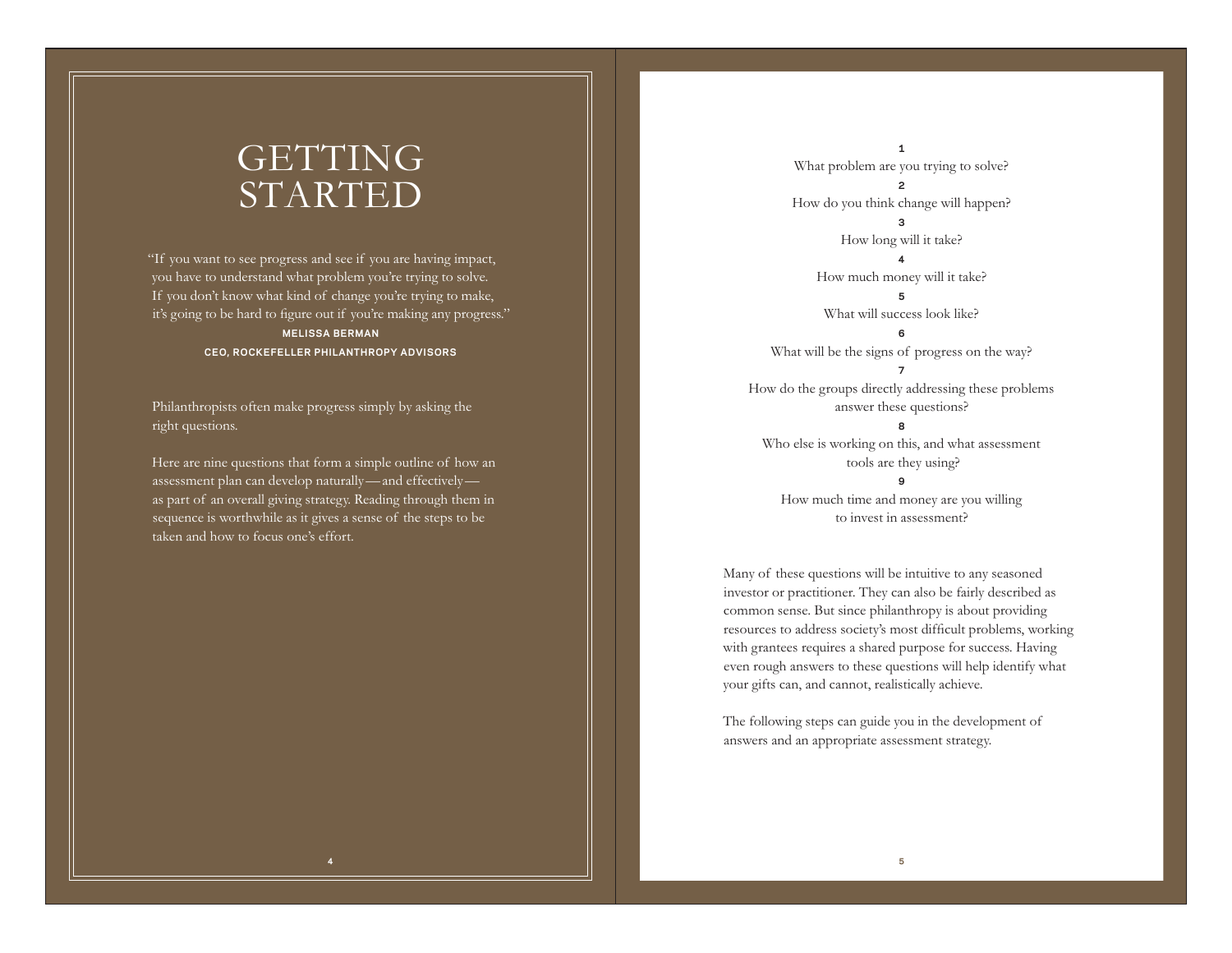# GETTING STARTED

"If you want to see progress and see if you are having impact, you have to understand what problem you're trying to solve. If you don't know what kind of change you're trying to make, it's going to be hard to figure out if you're making any progress."

**MELISSA BERMAN**
**CEO, ROCKEFELLER PHILANTHROPY ADVISORS**

Philanthropists often make progress simply by asking the right questions.

Here are nine questions that form a simple outline of how an assessment plan can develop naturally—and effectively—as part of an overall giving strategy. Reading through them in sequence is worthwhile as it gives a sense of the steps to be taken and how to focus one's effort.

**1**
What problem are you trying to solve?

**2**
How do you think change will happen?

**3**
How long will it take?

**4**
How much money will it take?

**5**
What will success look like?

**6**
What will be the signs of progress on the way?

**7**
How do the groups directly addressing these problems answer these questions?

**8**
Who else is working on this, and what assessment tools are they using?

**9**
How much time and money are you willing to invest in assessment?

Many of these questions will be intuitive to any seasoned investor or practitioner. They can also be fairly described as common sense. But since philanthropy is about providing resources to address society's most difficult problems, working with grantees requires a shared purpose for success. Having even rough answers to these questions will help identify what your gifts can, and cannot, realistically achieve.

The following steps can guide you in the development of answers and an appropriate assessment strategy.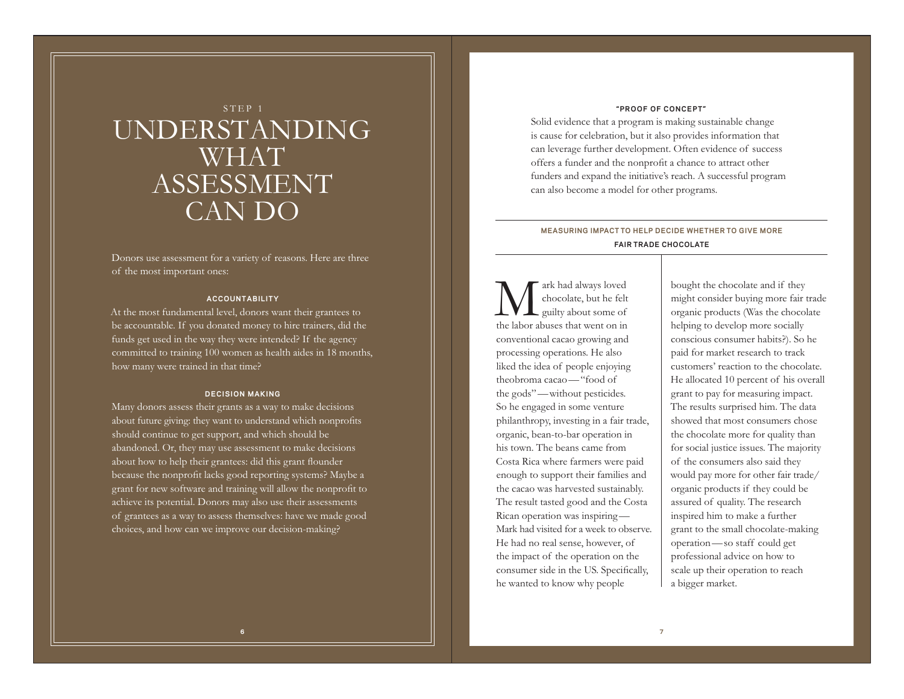STEP 1

# UNDERSTANDING WHAT ASSESSMENT CAN DO

Donors use assessment for a variety of reasons. Here are three of the most important ones:

### ACCOUNTABILITY

At the most fundamental level, donors want their grantees to be accountable. If you donated money to hire trainers, did the funds get used in the way they were intended? If the agency committed to training 100 women as health aides in 18 months, how many were trained in that time?

### DECISION MAKING

Many donors assess their grants as a way to make decisions about future giving: they want to understand which nonprofits should continue to get support, and which should be abandoned. Or, they may use assessment to make decisions about how to help their grantees: did this grant flounder because the nonprofit lacks good reporting systems? Maybe a grant for new software and training will allow the nonprofit to achieve its potential. Donors may also use their assessments of grantees as a way to assess themselves: have we made good choices, and how can we improve our decision-making?

### "PROOF OF CONCEPT"

Solid evidence that a program is making sustainable change is cause for celebration, but it also provides information that can leverage further development. Often evidence of success offers a funder and the nonprofit a chance to attract other funders and expand the initiative's reach. A successful program can also become a model for other programs.

---

**MEASURING IMPACT TO HELP DECIDE WHETHER TO GIVE MORE**

**FAIR TRADE CHOCOLATE**

---

Mark had always loved chocolate, but he felt guilty about some of the labor abuses that went on in conventional cacao growing and processing operations. He also liked the idea of people enjoying theobroma cacao—"food of the gods"—without pesticides. So he engaged in some venture philanthropy, investing in a fair trade, organic, bean-to-bar operation in his town. The beans came from Costa Rica where farmers were paid enough to support their families and the cacao was harvested sustainably. The result tasted good and the Costa Rican operation was inspiring—Mark had visited for a week to observe. He had no real sense, however, of the impact of the operation on the consumer side in the US. Specifically, he wanted to know why people bought the chocolate and if they might consider buying more fair trade organic products (Was the chocolate helping to develop more socially conscious consumer habits?). So he paid for market research to track customers' reaction to the chocolate. He allocated 10 percent of his overall grant to pay for measuring impact. The results surprised him. The data showed that most consumers chose the chocolate more for quality than for social justice issues. The majority of the consumers also said they would pay more for other fair trade/organic products if they could be assured of quality. The research inspired him to make a further grant to the small chocolate-making operation—so staff could get professional advice on how to scale up their operation to reach a bigger market.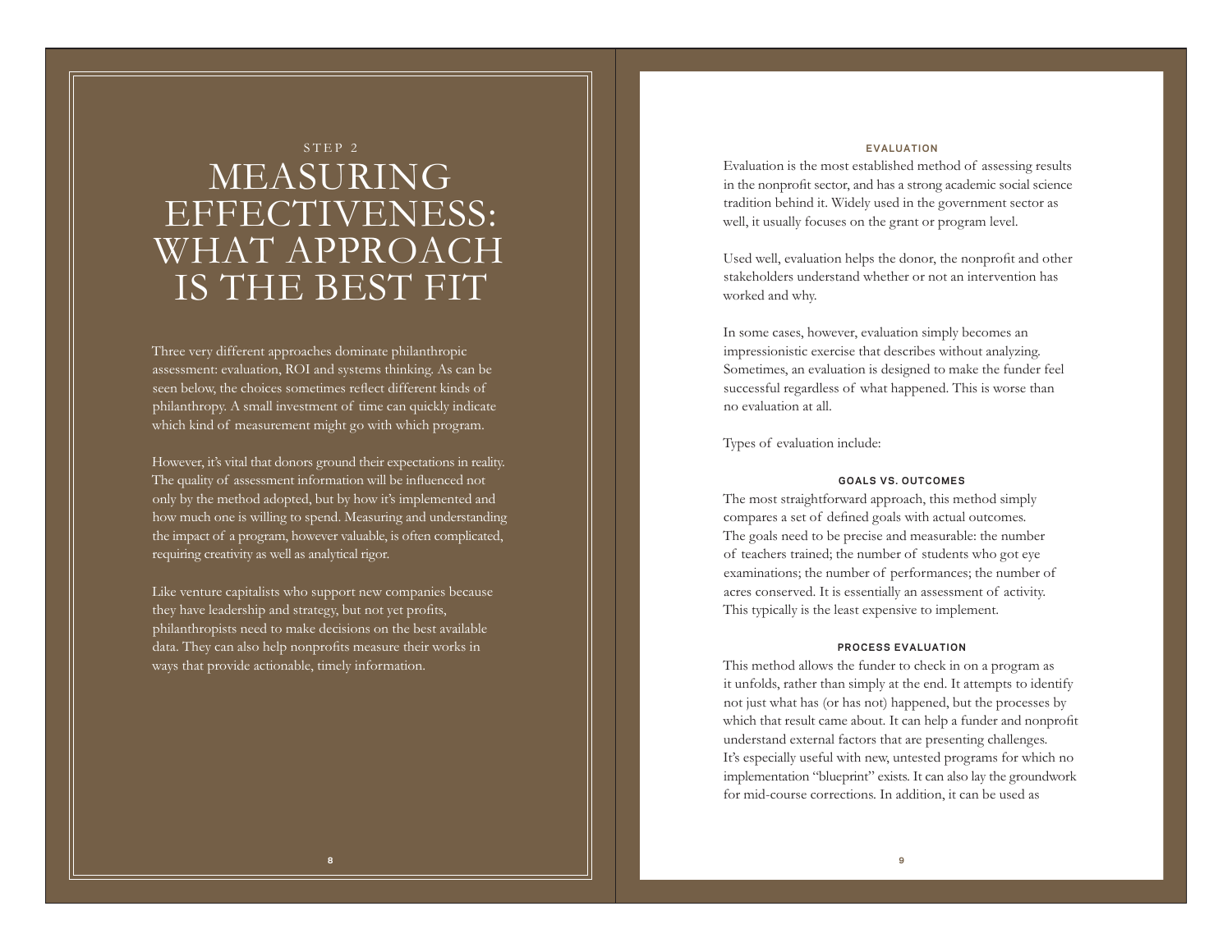STEP 2

# MEASURING EFFECTIVENESS: WHAT APPROACH IS THE BEST FIT

Three very different approaches dominate philanthropic assessment: evaluation, ROI and systems thinking. As can be seen below, the choices sometimes reflect different kinds of philanthropy. A small investment of time can quickly indicate which kind of measurement might go with which program.

However, it's vital that donors ground their expectations in reality. The quality of assessment information will be influenced not only by the method adopted, but by how it's implemented and how much one is willing to spend. Measuring and understanding the impact of a program, however valuable, is often complicated, requiring creativity as well as analytical rigor.

Like venture capitalists who support new companies because they have leadership and strategy, but not yet profits, philanthropists need to make decisions on the best available data. They can also help nonprofits measure their works in ways that provide actionable, timely information.

## EVALUATION

Evaluation is the most established method of assessing results in the nonprofit sector, and has a strong academic social science tradition behind it. Widely used in the government sector as well, it usually focuses on the grant or program level.

Used well, evaluation helps the donor, the nonprofit and other stakeholders understand whether or not an intervention has worked and why.

In some cases, however, evaluation simply becomes an impressionistic exercise that describes without analyzing. Sometimes, an evaluation is designed to make the funder feel successful regardless of what happened. This is worse than no evaluation at all.

Types of evaluation include:

### GOALS VS. OUTCOMES

The most straightforward approach, this method simply compares a set of defined goals with actual outcomes. The goals need to be precise and measurable: the number of teachers trained; the number of students who got eye examinations; the number of performances; the number of acres conserved. It is essentially an assessment of activity. This typically is the least expensive to implement.

### PROCESS EVALUATION

This method allows the funder to check in on a program as it unfolds, rather than simply at the end. It attempts to identify not just what has (or has not) happened, but the processes by which that result came about. It can help a funder and nonprofit understand external factors that are presenting challenges. It's especially useful with new, untested programs for which no implementation "blueprint" exists. It can also lay the groundwork for mid-course corrections. In addition, it can be used as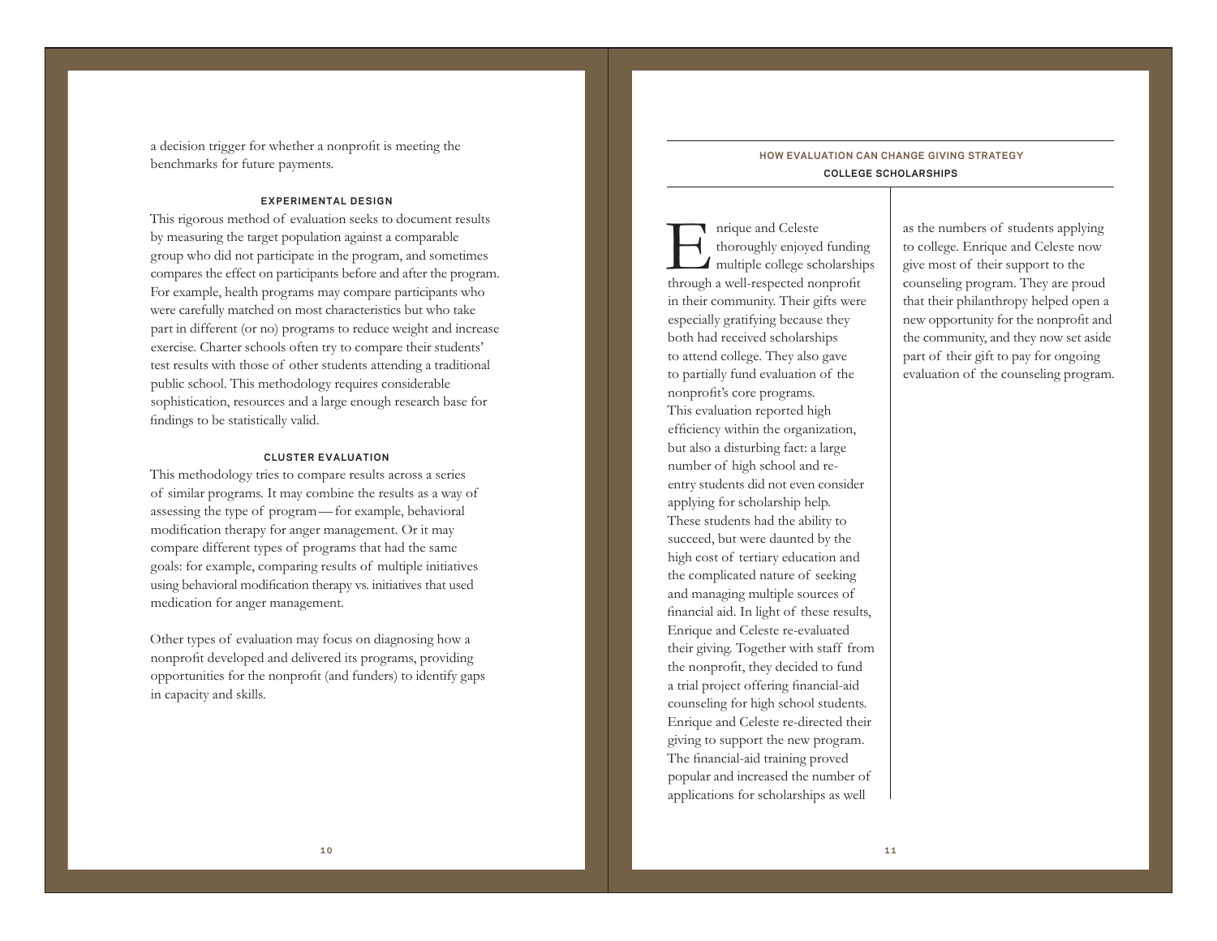a decision trigger for whether a nonprofit is meeting the benchmarks for future payments.

### EXPERIMENTAL DESIGN

This rigorous method of evaluation seeks to document results by measuring the target population against a comparable group who did not participate in the program, and sometimes compares the effect on participants before and after the program. For example, health programs may compare participants who were carefully matched on most characteristics but who take part in different (or no) programs to reduce weight and increase exercise. Charter schools often try to compare their students' test results with those of other students attending a traditional public school. This methodology requires considerable sophistication, resources and a large enough research base for findings to be statistically valid.

### CLUSTER EVALUATION

This methodology tries to compare results across a series of similar programs. It may combine the results as a way of assessing the type of program — for example, behavioral modification therapy for anger management. Or it may compare different types of programs that had the same goals: for example, comparing results of multiple initiatives using behavioral modification therapy vs. initiatives that used medication for anger management.

Other types of evaluation may focus on diagnosing how a nonprofit developed and delivered its programs, providing opportunities for the nonprofit (and funders) to identify gaps in capacity and skills.

## HOW EVALUATION CAN CHANGE GIVING STRATEGY

### COLLEGE SCHOLARSHIPS

Enrique and Celeste thoroughly enjoyed funding multiple college scholarships through a well-respected nonprofit in their community. Their gifts were especially gratifying because they both had received scholarships to attend college. They also gave to partially fund evaluation of the nonprofit's core programs. This evaluation reported high efficiency within the organization, but also a disturbing fact: a large number of high school and re-entry students did not even consider applying for scholarship help. These students had the ability to succeed, but were daunted by the high cost of tertiary education and the complicated nature of seeking and managing multiple sources of financial aid. In light of these results, Enrique and Celeste re-evaluated their giving. Together with staff from the nonprofit, they decided to fund a trial project offering financial-aid counseling for high school students. Enrique and Celeste re-directed their giving to support the new program. The financial-aid training proved popular and increased the number of applications for scholarships as well as the numbers of students applying to college. Enrique and Celeste now give most of their support to the counseling program. They are proud that their philanthropy helped open a new opportunity for the nonprofit and the community, and they now set aside part of their gift to pay for ongoing evaluation of the counseling program.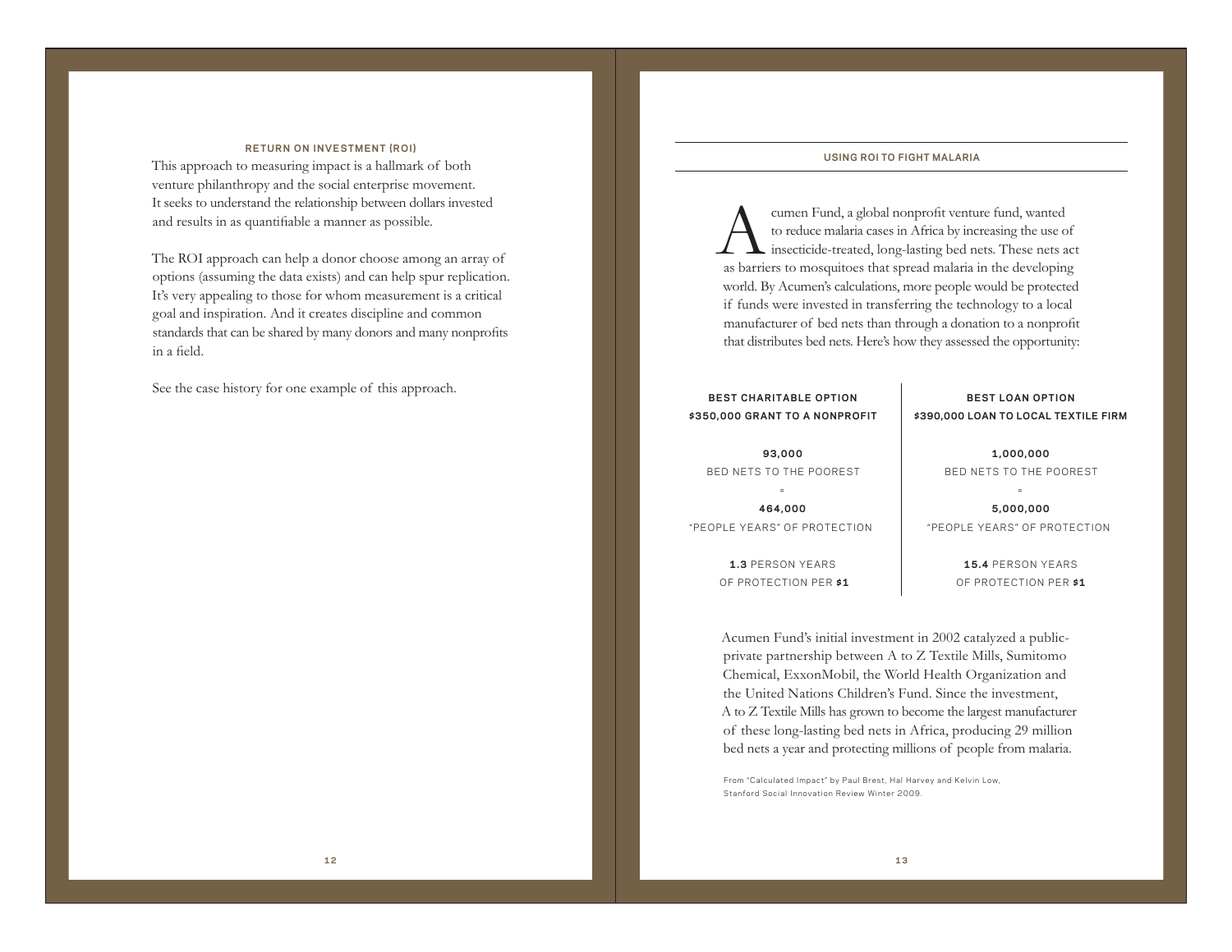### RETURN ON INVESTMENT (ROI)

This approach to measuring impact is a hallmark of both venture philanthropy and the social enterprise movement. It seeks to understand the relationship between dollars invested and results in as quantifiable a manner as possible.

The ROI approach can help a donor choose among an array of options (assuming the data exists) and can help spur replication. It's very appealing to those for whom measurement is a critical goal and inspiration. And it creates discipline and common standards that can be shared by many donors and many nonprofits in a field.

See the case history for one example of this approach.

### USING ROI TO FIGHT MALARIA

Acumen Fund, a global nonprofit venture fund, wanted to reduce malaria cases in Africa by increasing the use of insecticide-treated, long-lasting bed nets. These nets act as barriers to mosquitoes that spread malaria in the developing world. By Acumen's calculations, more people would be protected if funds were invested in transferring the technology to a local manufacturer of bed nets than through a donation to a nonprofit that distributes bed nets. Here's how they assessed the opportunity:

| **BEST CHARITABLE OPTION** $350,000 GRANT TO A NONPROFIT | **BEST LOAN OPTION** $390,000 LOAN TO LOCAL TEXTILE FIRM |
| --- | --- |
| **93,000** BED NETS TO THE POOREST | **1,000,000** BED NETS TO THE POOREST |
| = | = |
| **464,000** "PEOPLE YEARS" OF PROTECTION | **5,000,000** "PEOPLE YEARS" OF PROTECTION |
| **1.3** PERSON YEARS OF PROTECTION PER **$1** | **15.4** PERSON YEARS OF PROTECTION PER **$1** |

Acumen Fund's initial investment in 2002 catalyzed a public-private partnership between A to Z Textile Mills, Sumitomo Chemical, ExxonMobil, the World Health Organization and the United Nations Children's Fund. Since the investment, A to Z Textile Mills has grown to become the largest manufacturer of these long-lasting bed nets in Africa, producing 29 million bed nets a year and protecting millions of people from malaria.

From "Calculated Impact" by Paul Brest, Hal Harvey and Kelvin Low, Stanford Social Innovation Review Winter 2009.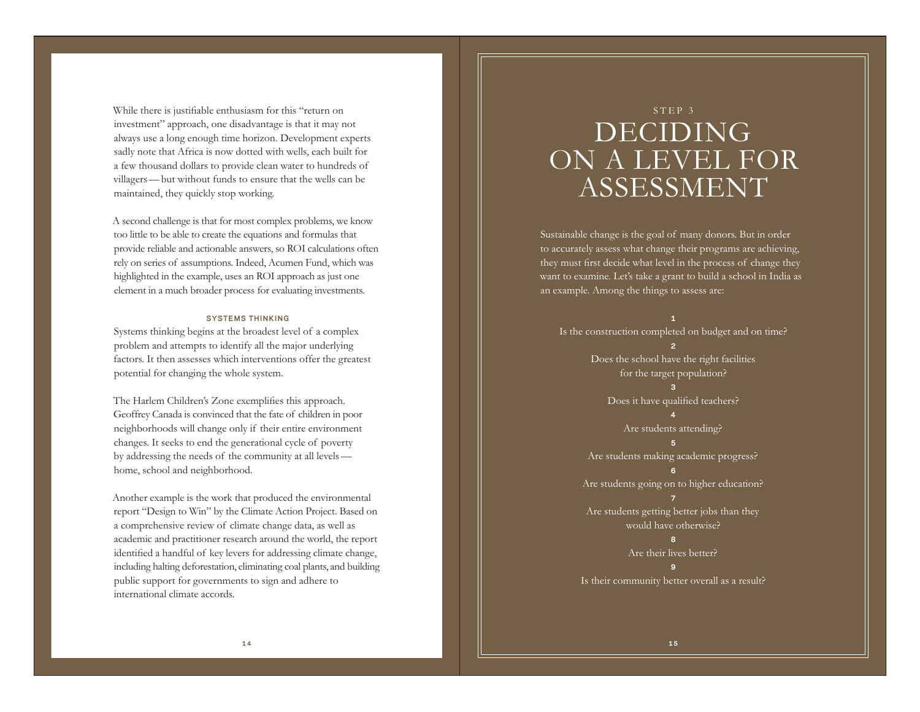While there is justifiable enthusiasm for this "return on investment" approach, one disadvantage is that it may not always use a long enough time horizon. Development experts sadly note that Africa is now dotted with wells, each built for a few thousand dollars to provide clean water to hundreds of villagers — but without funds to ensure that the wells can be maintained, they quickly stop working.

A second challenge is that for most complex problems, we know too little to be able to create the equations and formulas that provide reliable and actionable answers, so ROI calculations often rely on series of assumptions. Indeed, Acumen Fund, which was highlighted in the example, uses an ROI approach as just one element in a much broader process for evaluating investments.

### SYSTEMS THINKING

Systems thinking begins at the broadest level of a complex problem and attempts to identify all the major underlying factors. It then assesses which interventions offer the greatest potential for changing the whole system.

The Harlem Children's Zone exemplifies this approach. Geoffrey Canada is convinced that the fate of children in poor neighborhoods will change only if their entire environment changes. It seeks to end the generational cycle of poverty by addressing the needs of the community at all levels — home, school and neighborhood.

Another example is the work that produced the environmental report "Design to Win" by the Climate Action Project. Based on a comprehensive review of climate change data, as well as academic and practitioner research around the world, the report identified a handful of key levers for addressing climate change, including halting deforestation, eliminating coal plants, and building public support for governments to sign and adhere to international climate accords.

STEP 3

# DECIDING ON A LEVEL FOR ASSESSMENT

Sustainable change is the goal of many donors. But in order to accurately assess what change their programs are achieving, they must first decide what level in the process of change they want to examine. Let's take a grant to build a school in India as an example. Among the things to assess are:

1. Is the construction completed on budget and on time?
2. Does the school have the right facilities for the target population?
3. Does it have qualified teachers?
4. Are students attending?
5. Are students making academic progress?
6. Are students going on to higher education?
7. Are students getting better jobs than they would have otherwise?
8. Are their lives better?
9. Is their community better overall as a result?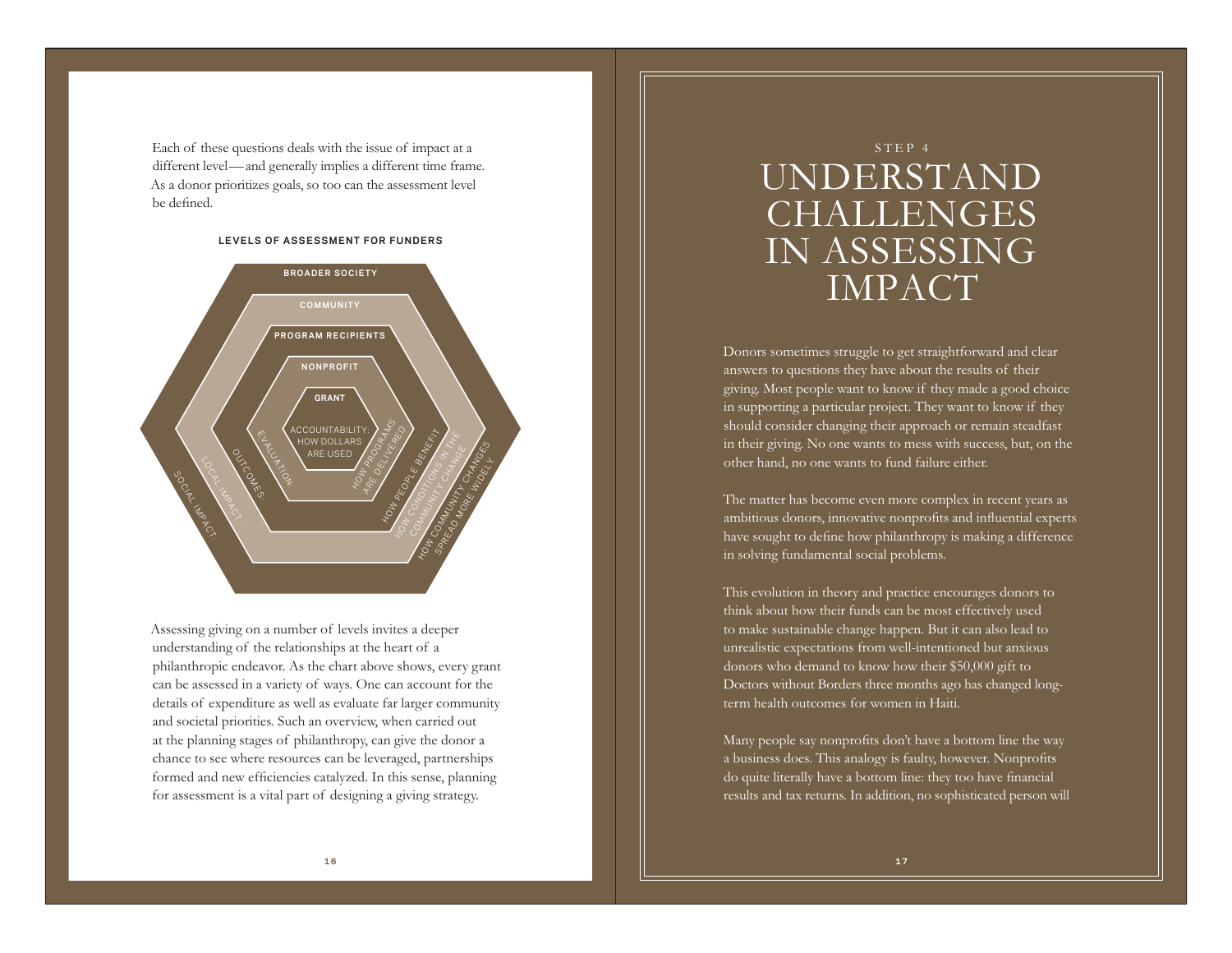Each of these questions deals with the issue of impact at a different level—and generally implies a different time frame. As a donor prioritizes goals, so too can the assessment level be defined.

**LEVELS OF ASSESSMENT FOR FUNDERS**

- **GRANT** — ACCOUNTABILITY: HOW DOLLARS ARE USED
- **NONPROFIT** — EVALUATION: HOW PROGRAMS ARE DELIVERED
- **PROGRAM RECIPIENTS** — OUTCOMES: HOW PEOPLE BENEFIT
- **COMMUNITY** — LOCAL IMPACT: HOW CONDITIONS IN THE COMMUNITY CHANGE
- **BROADER SOCIETY** — SOCIAL IMPACT: HOW COMMUNITY CHANGES SPREAD MORE WIDELY

Assessing giving on a number of levels invites a deeper understanding of the relationships at the heart of a philanthropic endeavor. As the chart above shows, every grant can be assessed in a variety of ways. One can account for the details of expenditure as well as evaluate far larger community and societal priorities. Such an overview, when carried out at the planning stages of philanthropy, can give the donor a chance to see where resources can be leveraged, partnerships formed and new efficiencies catalyzed. In this sense, planning for assessment is a vital part of designing a giving strategy.

STEP 4

# UNDERSTAND CHALLENGES IN ASSESSING IMPACT

Donors sometimes struggle to get straightforward and clear answers to questions they have about the results of their giving. Most people want to know if they made a good choice in supporting a particular project. They want to know if they should consider changing their approach or remain steadfast in their giving. No one wants to mess with success, but, on the other hand, no one wants to fund failure either.

The matter has become even more complex in recent years as ambitious donors, innovative nonprofits and influential experts have sought to define how philanthropy is making a difference in solving fundamental social problems.

This evolution in theory and practice encourages donors to think about how their funds can be most effectively used to make sustainable change happen. But it can also lead to unrealistic expectations from well-intentioned but anxious donors who demand to know how their $50,000 gift to Doctors without Borders three months ago has changed long-term health outcomes for women in Haiti.

Many people say nonprofits don't have a bottom line the way a business does. This analogy is faulty, however. Nonprofits do quite literally have a bottom line: they too have financial results and tax returns. In addition, no sophisticated person will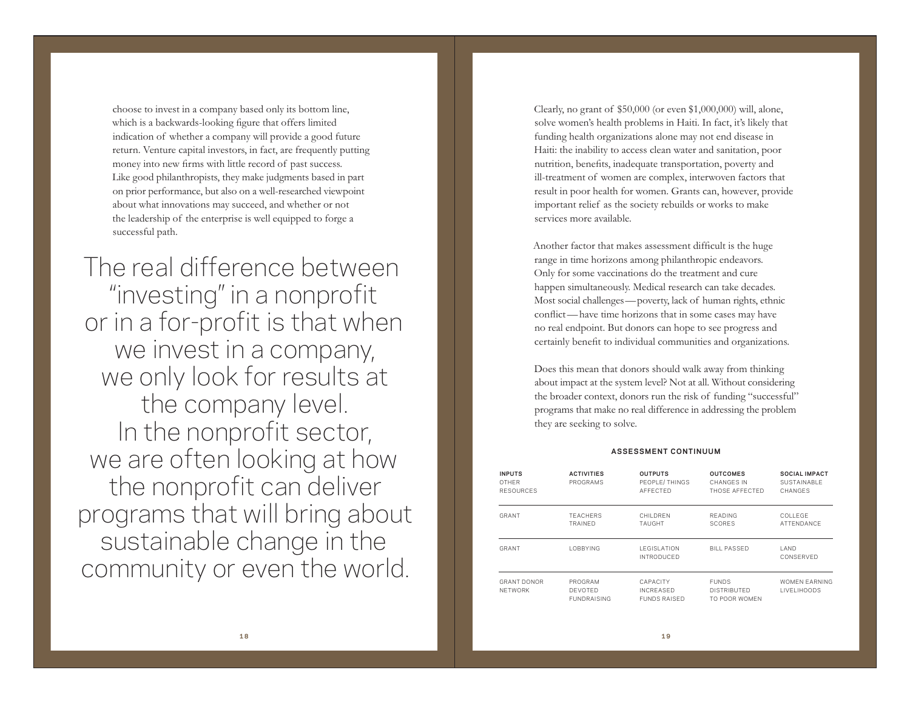choose to invest in a company based only its bottom line, which is a backwards-looking figure that offers limited indication of whether a company will provide a good future return. Venture capital investors, in fact, are frequently putting money into new firms with little record of past success. Like good philanthropists, they make judgments based in part on prior performance, but also on a well-researched viewpoint about what innovations may succeed, and whether or not the leadership of the enterprise is well equipped to forge a successful path.

> The real difference between "investing" in a nonprofit or in a for-profit is that when we invest in a company, we only look for results at the company level. In the nonprofit sector, we are often looking at how the nonprofit can deliver programs that will bring about sustainable change in the community or even the world.

Clearly, no grant of $50,000 (or even $1,000,000) will, alone, solve women's health problems in Haiti. In fact, it's likely that funding health organizations alone may not end disease in Haiti: the inability to access clean water and sanitation, poor nutrition, benefits, inadequate transportation, poverty and ill-treatment of women are complex, interwoven factors that result in poor health for women. Grants can, however, provide important relief as the society rebuilds or works to make services more available.

Another factor that makes assessment difficult is the huge range in time horizons among philanthropic endeavors. Only for some vaccinations do the treatment and cure happen simultaneously. Medical research can take decades. Most social challenges—poverty, lack of human rights, ethnic conflict—have time horizons that in some cases may have no real endpoint. But donors can hope to see progress and certainly benefit to individual communities and organizations.

Does this mean that donors should walk away from thinking about impact at the system level? Not at all. Without considering the broader context, donors run the risk of funding "successful" programs that make no real difference in addressing the problem they are seeking to solve.

**ASSESSMENT CONTINUUM**

| **INPUTS** OTHER RESOURCES | **ACTIVITIES** PROGRAMS | **OUTPUTS** PEOPLE/ THINGS AFFECTED | **OUTCOMES** CHANGES IN THOSE AFFECTED | **SOCIAL IMPACT** SUSTAINABLE CHANGES |
|---|---|---|---|---|
| GRANT | TEACHERS TRAINED | CHILDREN TAUGHT | READING SCORES | COLLEGE ATTENDANCE |
| GRANT | LOBBYING | LEGISLATION INTRODUCED | BILL PASSED | LAND CONSERVED |
| GRANT DONOR NETWORK | PROGRAM DEVOTED FUNDRAISING | CAPACITY INCREASED FUNDS RAISED | FUNDS DISTRIBUTED TO POOR WOMEN | WOMEN EARNING LIVELIHOODS |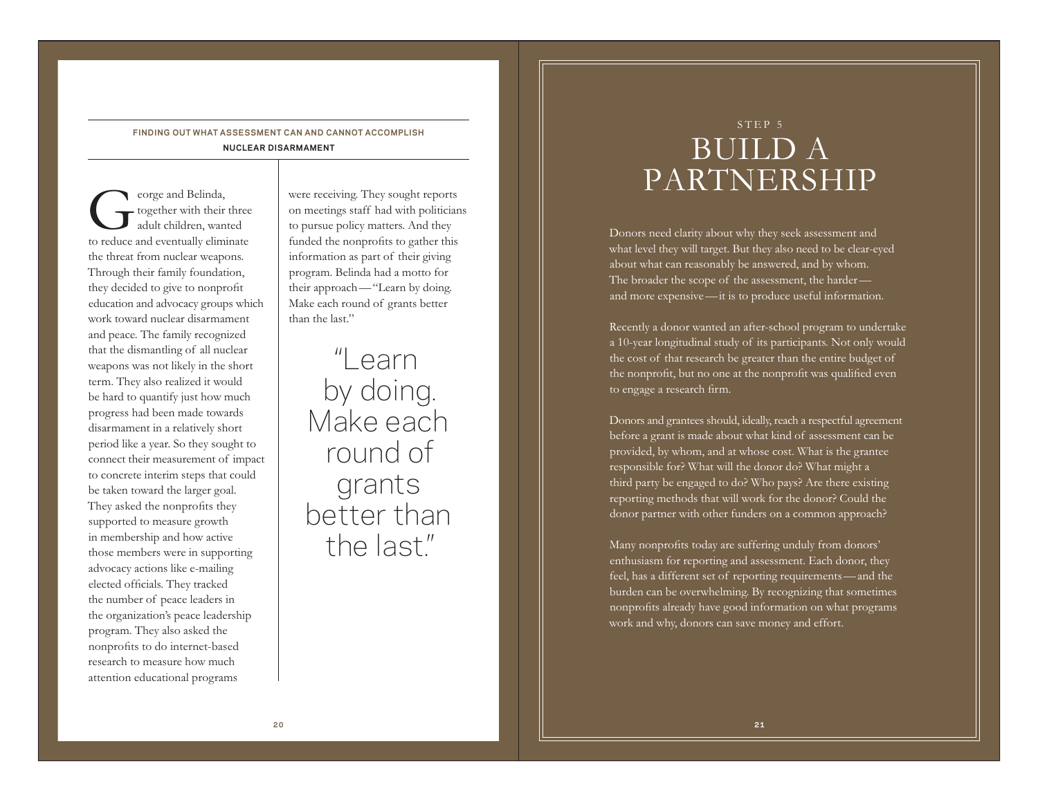FINDING OUT WHAT ASSESSMENT CAN AND CANNOT ACCOMPLISH

**NUCLEAR DISARMAMENT**

George and Belinda, together with their three adult children, wanted to reduce and eventually eliminate the threat from nuclear weapons. Through their family foundation, they decided to give to nonprofit education and advocacy groups which work toward nuclear disarmament and peace. The family recognized that the dismantling of all nuclear weapons was not likely in the short term. They also realized it would be hard to quantify just how much progress had been made towards disarmament in a relatively short period like a year. So they sought to connect their measurement of impact to concrete interim steps that could be taken toward the larger goal. They asked the nonprofits they supported to measure growth in membership and how active those members were in supporting advocacy actions like e-mailing elected officials. They tracked the number of peace leaders in the organization's peace leadership program. They also asked the nonprofits to do internet-based research to measure how much attention educational programs were receiving. They sought reports on meetings staff had with politicians to pursue policy matters. And they funded the nonprofits to gather this information as part of their giving program. Belinda had a motto for their approach—"Learn by doing. Make each round of grants better than the last."

> "Learn by doing. Make each round of grants better than the last."

STEP 5

# BUILD A PARTNERSHIP

Donors need clarity about why they seek assessment and what level they will target. But they also need to be clear-eyed about what can reasonably be answered, and by whom. The broader the scope of the assessment, the harder—and more expensive—it is to produce useful information.

Recently a donor wanted an after-school program to undertake a 10-year longitudinal study of its participants. Not only would the cost of that research be greater than the entire budget of the nonprofit, but no one at the nonprofit was qualified even to engage a research firm.

Donors and grantees should, ideally, reach a respectful agreement before a grant is made about what kind of assessment can be provided, by whom, and at whose cost. What is the grantee responsible for? What will the donor do? What might a third party be engaged to do? Who pays? Are there existing reporting methods that will work for the donor? Could the donor partner with other funders on a common approach?

Many nonprofits today are suffering unduly from donors' enthusiasm for reporting and assessment. Each donor, they feel, has a different set of reporting requirements—and the burden can be overwhelming. By recognizing that sometimes nonprofits already have good information on what programs work and why, donors can save money and effort.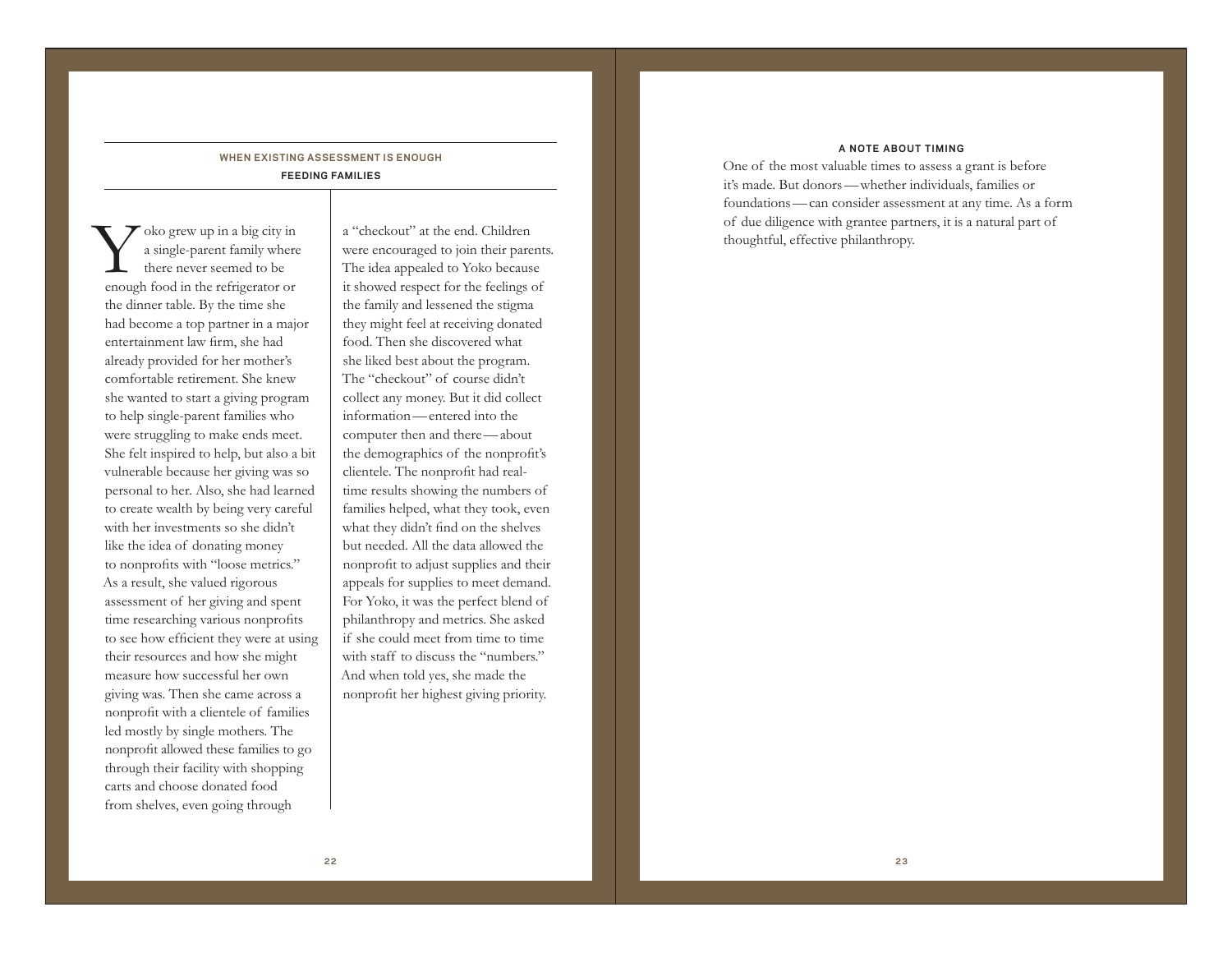### WHEN EXISTING ASSESSMENT IS ENOUGH

#### FEEDING FAMILIES

Yoko grew up in a big city in a single-parent family where there never seemed to be enough food in the refrigerator or the dinner table. By the time she had become a top partner in a major entertainment law firm, she had already provided for her mother's comfortable retirement. She knew she wanted to start a giving program to help single-parent families who were struggling to make ends meet. She felt inspired to help, but also a bit vulnerable because her giving was so personal to her. Also, she had learned to create wealth by being very careful with her investments so she didn't like the idea of donating money to nonprofits with "loose metrics." As a result, she valued rigorous assessment of her giving and spent time researching various nonprofits to see how efficient they were at using their resources and how she might measure how successful her own giving was. Then she came across a nonprofit with a clientele of families led mostly by single mothers. The nonprofit allowed these families to go through their facility with shopping carts and choose donated food from shelves, even going through a "checkout" at the end. Children were encouraged to join their parents. The idea appealed to Yoko because it showed respect for the feelings of the family and lessened the stigma they might feel at receiving donated food. Then she discovered what she liked best about the program. The "checkout" of course didn't collect any money. But it did collect information—entered into the computer then and there—about the demographics of the nonprofit's clientele. The nonprofit had real-time results showing the numbers of families helped, what they took, even what they didn't find on the shelves but needed. All the data allowed the nonprofit to adjust supplies and their appeals for supplies to meet demand. For Yoko, it was the perfect blend of philanthropy and metrics. She asked if she could meet from time to time with staff to discuss the "numbers." And when told yes, she made the nonprofit her highest giving priority.

#### A NOTE ABOUT TIMING

One of the most valuable times to assess a grant is before it's made. But donors—whether individuals, families or foundations—can consider assessment at any time. As a form of due diligence with grantee partners, it is a natural part of thoughtful, effective philanthropy.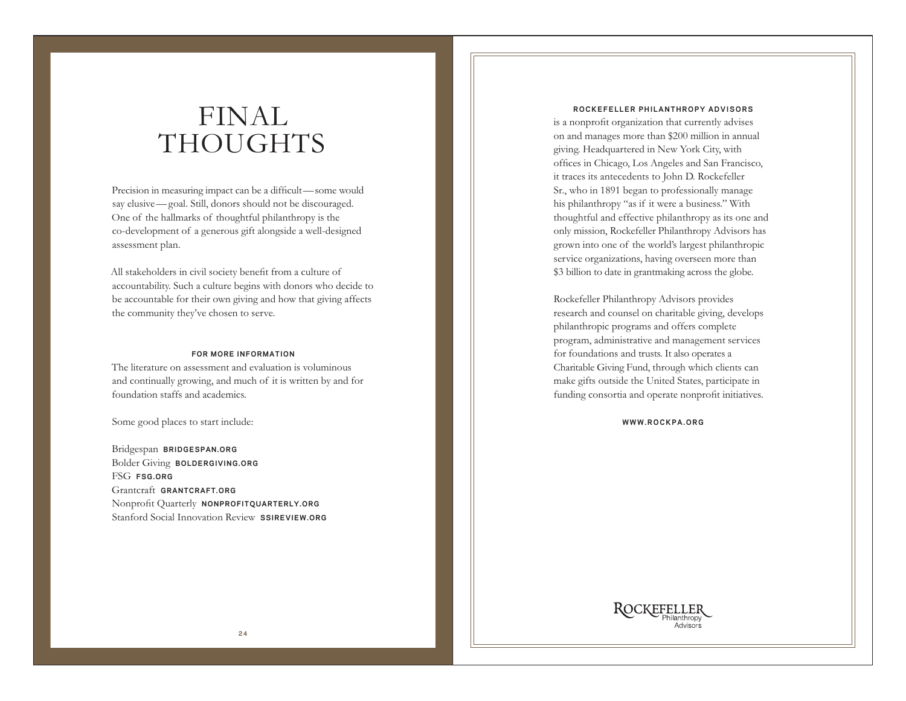# FINAL THOUGHTS

Precision in measuring impact can be a difficult—some would say elusive—goal. Still, donors should not be discouraged. One of the hallmarks of thoughtful philanthropy is the co-development of a generous gift alongside a well-designed assessment plan.

All stakeholders in civil society benefit from a culture of accountability. Such a culture begins with donors who decide to be accountable for their own giving and how that giving affects the community they've chosen to serve.

## FOR MORE INFORMATION

The literature on assessment and evaluation is voluminous and continually growing, and much of it is written by and for foundation staffs and academics.

Some good places to start include:

Bridgespan **BRIDGESPAN.ORG**
Bolder Giving **BOLDERGIVING.ORG**
FSG **FSG.ORG**
Grantcraft **GRANTCRAFT.ORG**
Nonprofit Quarterly **NONPROFITQUARTERLY.ORG**
Stanford Social Innovation Review **SSIREVIEW.ORG**

**ROCKEFELLER PHILANTHROPY ADVISORS** is a nonprofit organization that currently advises on and manages more than $200 million in annual giving. Headquartered in New York City, with offices in Chicago, Los Angeles and San Francisco, it traces its antecedents to John D. Rockefeller Sr., who in 1891 began to professionally manage his philanthropy "as if it were a business." With thoughtful and effective philanthropy as its one and only mission, Rockefeller Philanthropy Advisors has grown into one of the world's largest philanthropic service organizations, having overseen more than $3 billion to date in grantmaking across the globe.

Rockefeller Philanthropy Advisors provides research and counsel on charitable giving, develops philanthropic programs and offers complete program, administrative and management services for foundations and trusts. It also operates a Charitable Giving Fund, through which clients can make gifts outside the United States, participate in funding consortia and operate nonprofit initiatives.

**WWW.ROCKPA.ORG**

Rockefeller Philanthropy Advisors